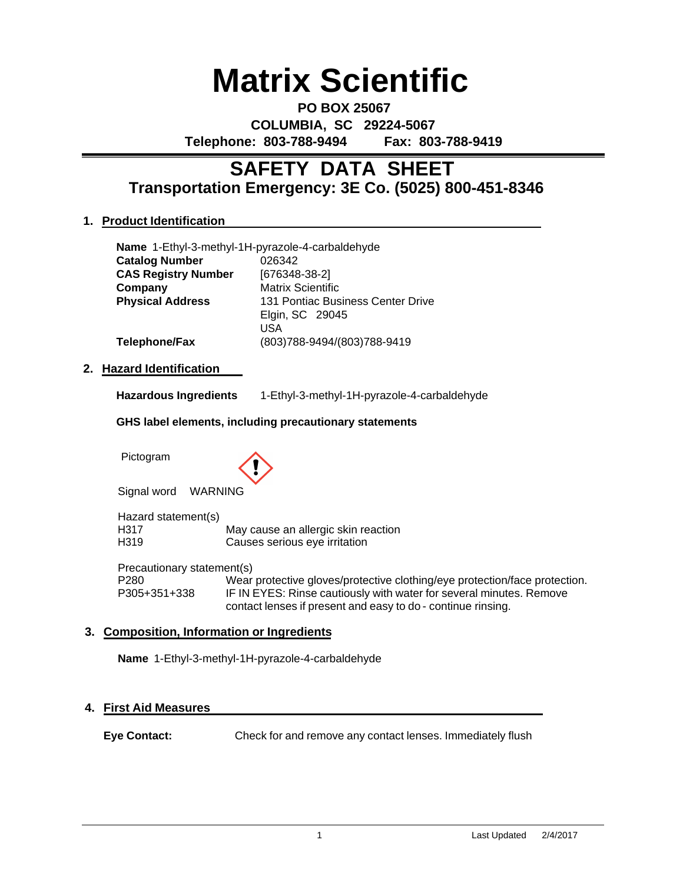# Matrix Scientific

**PO BOX 25067**
**COLUMBIA, SC 29224-5067**
**Telephone: 803-788-9494 Fax: 803-788-9419**

## SAFETY DATA SHEET
### Transportation Emergency: 3E Co. (5025) 800-451-8346

### 1. Product Identification

**Name** 1-Ethyl-3-methyl-1H-pyrazole-4-carbaldehyde

| | |
|---|---|
| **Catalog Number** | 026342 |
| **CAS Registry Number** | [676348-38-2] |
| **Company** | Matrix Scientific |
| **Physical Address** | 131 Pontiac Business Center Drive<br>Elgin, SC 29045<br>USA |
| **Telephone/Fax** | (803)788-9494/(803)788-9419 |

### 2. Hazard Identification

**Hazardous Ingredients** 1-Ethyl-3-methyl-1H-pyrazole-4-carbaldehyde

**GHS label elements, including precautionary statements**

Pictogram

Signal word WARNING

Hazard statement(s)

| | |
|---|---|
| H317 | May cause an allergic skin reaction |
| H319 | Causes serious eye irritation |

Precautionary statement(s)

| | |
|---|---|
| P280 | Wear protective gloves/protective clothing/eye protection/face protection. |
| P305+351+338 | IF IN EYES: Rinse cautiously with water for several minutes. Remove contact lenses if present and easy to do - continue rinsing. |

### 3. Composition, Information or Ingredients

**Name** 1-Ethyl-3-methyl-1H-pyrazole-4-carbaldehyde

### 4. First Aid Measures

**Eye Contact:** Check for and remove any contact lenses. Immediately flush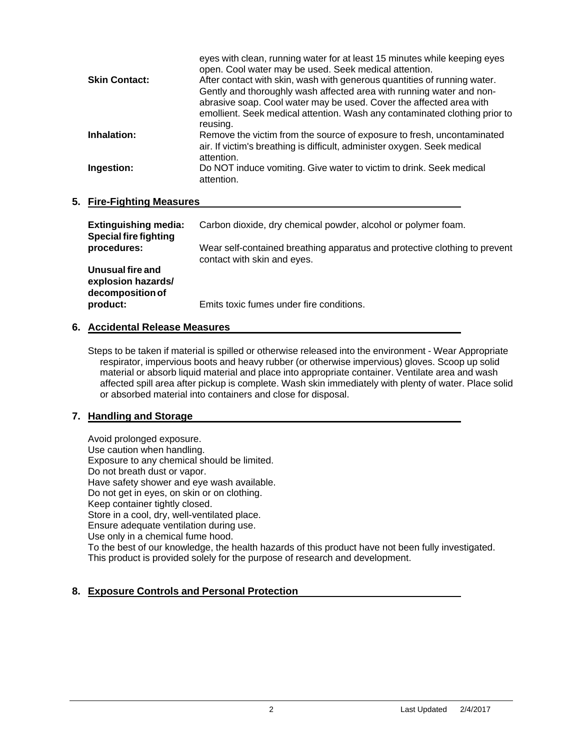eyes with clean, running water for at least 15 minutes while keeping eyes open. Cool water may be used. Seek medical attention.

**Skin Contact:** After contact with skin, wash with generous quantities of running water. Gently and thoroughly wash affected area with running water and non-abrasive soap. Cool water may be used. Cover the affected area with emollient. Seek medical attention. Wash any contaminated clothing prior to reusing.

**Inhalation:** Remove the victim from the source of exposure to fresh, uncontaminated air. If victim's breathing is difficult, administer oxygen. Seek medical attention.

**Ingestion:** Do NOT induce vomiting. Give water to victim to drink. Seek medical attention.

## 5. Fire-Fighting Measures

**Extinguishing media:** Carbon dioxide, dry chemical powder, alcohol or polymer foam.

**Special fire fighting procedures:** Wear self-contained breathing apparatus and protective clothing to prevent contact with skin and eyes.

**Unusual fire and explosion hazards/ decomposition of product:** Emits toxic fumes under fire conditions.

## 6. Accidental Release Measures

Steps to be taken if material is spilled or otherwise released into the environment - Wear Appropriate respirator, impervious boots and heavy rubber (or otherwise impervious) gloves. Scoop up solid material or absorb liquid material and place into appropriate container. Ventilate area and wash affected spill area after pickup is complete. Wash skin immediately with plenty of water. Place solid or absorbed material into containers and close for disposal.

## 7. Handling and Storage

Avoid prolonged exposure.
Use caution when handling.
Exposure to any chemical should be limited.
Do not breath dust or vapor.
Have safety shower and eye wash available.
Do not get in eyes, on skin or on clothing.
Keep container tightly closed.
Store in a cool, dry, well-ventilated place.
Ensure adequate ventilation during use.
Use only in a chemical fume hood.
To the best of our knowledge, the health hazards of this product have not been fully investigated.
This product is provided solely for the purpose of research and development.

## 8. Exposure Controls and Personal Protection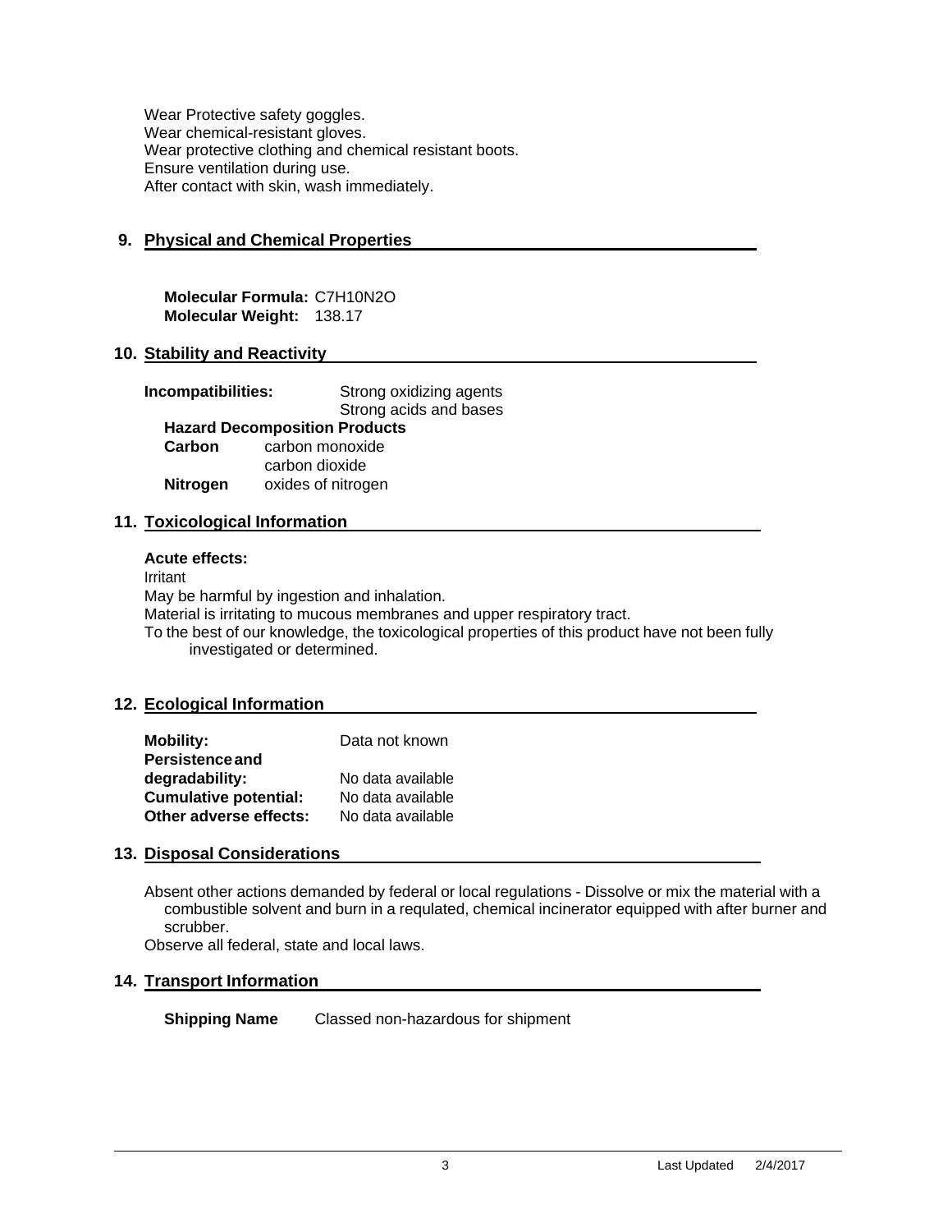Wear Protective safety goggles.
Wear chemical-resistant gloves.
Wear protective clothing and chemical resistant boots.
Ensure ventilation during use.
After contact with skin, wash immediately.

## 9. Physical and Chemical Properties

**Molecular Formula:** $C_7H_{10}N_2O$
**Molecular Weight:** 138.17

## 10. Stability and Reactivity

**Incompatibilities:** Strong oxidizing agents
Strong acids and bases

**Hazard Decomposition Products**

| | |
|---|---|
| **Carbon** | carbon monoxide |
| | carbon dioxide |
| **Nitrogen** | oxides of nitrogen |

## 11. Toxicological Information

**Acute effects:**

Irritant
May be harmful by ingestion and inhalation.
Material is irritating to mucous membranes and upper respiratory tract.
To the best of our knowledge, the toxicological properties of this product have not been fully investigated or determined.

## 12. Ecological Information

| | |
|---|---|
| **Mobility:** | Data not known |
| **Persistence and degradability:** | No data available |
| **Cumulative potential:** | No data available |
| **Other adverse effects:** | No data available |

## 13. Disposal Considerations

Absent other actions demanded by federal or local regulations - Dissolve or mix the material with a combustible solvent and burn in a requlated, chemical incinerator equipped with after burner and scrubber.
Observe all federal, state and local laws.

## 14. Transport Information

**Shipping Name** Classed non-hazardous for shipment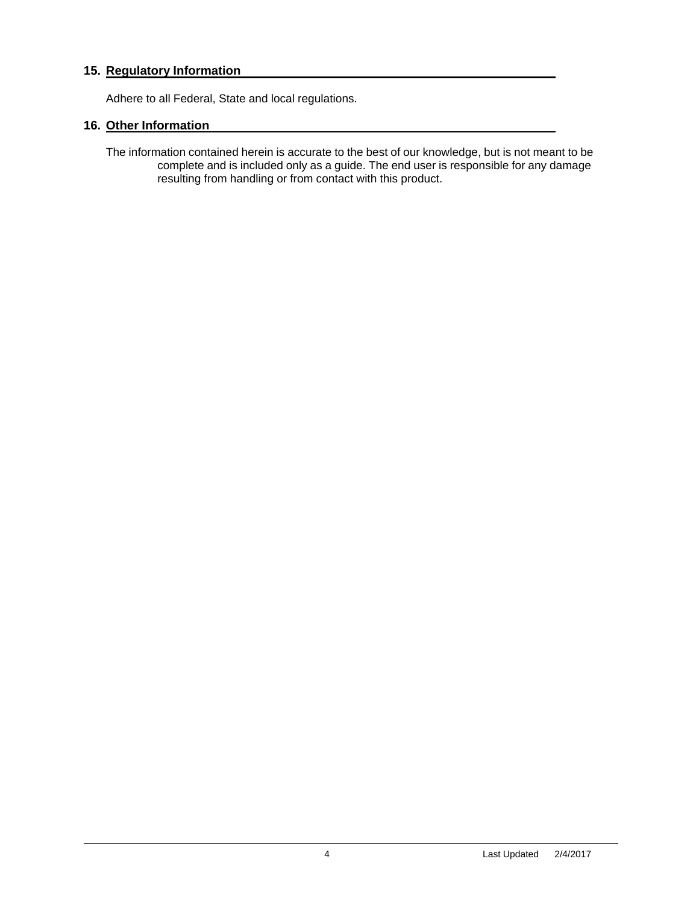## 15. Regulatory Information

Adhere to all Federal, State and local regulations.

## 16. Other Information

The information contained herein is accurate to the best of our knowledge, but is not meant to be complete and is included only as a guide. The end user is responsible for any damage resulting from handling or from contact with this product.

Last Updated 2/4/2017